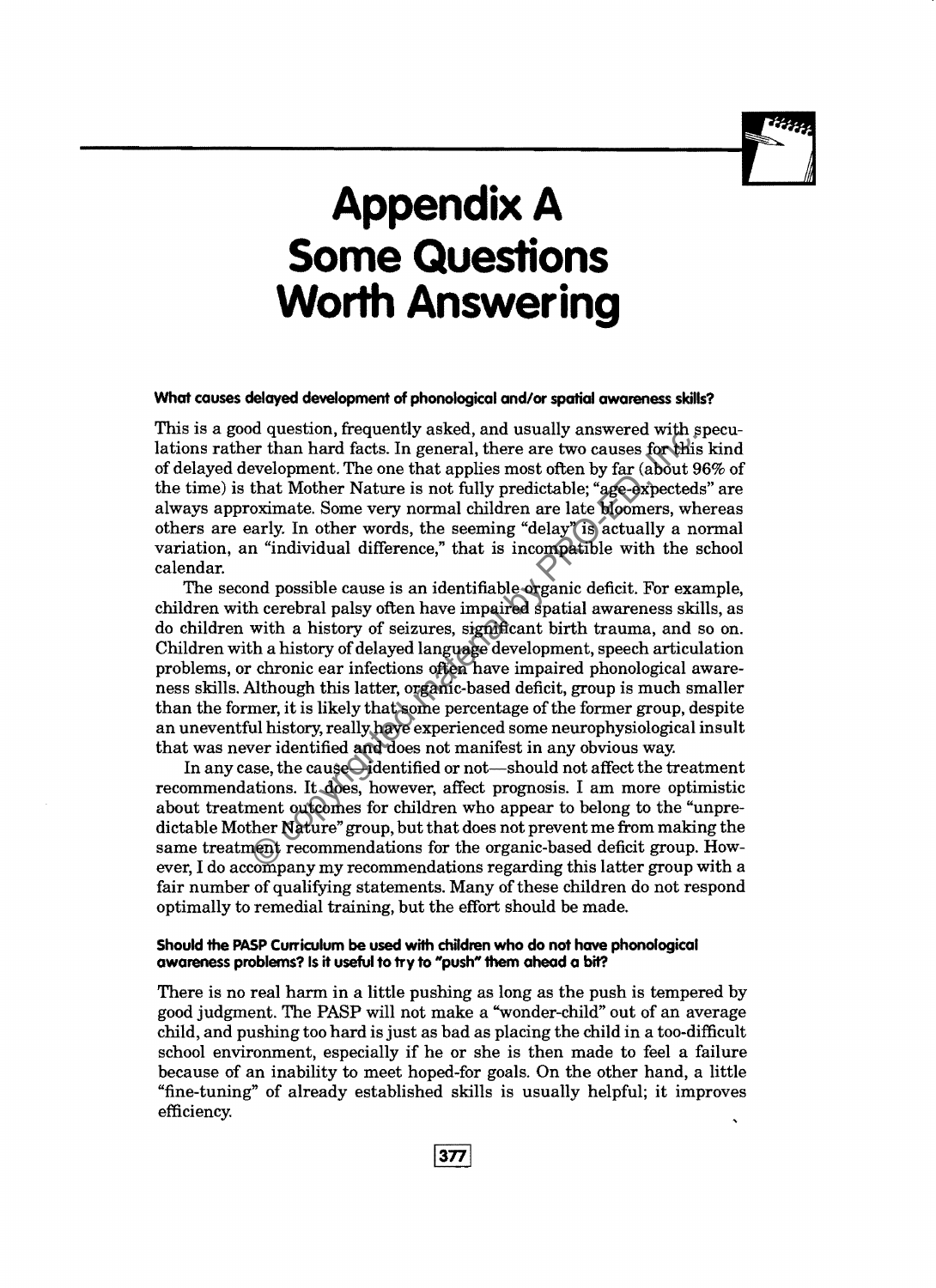# Appendix A
# Some Questions Worth Answering

### What causes delayed development of phonological and/or spatial awareness skills?

This is a good question, frequently asked, and usually answered with speculations rather than hard facts. In general, there are two causes for this kind of delayed development. The one that applies most often by far (about 96% of the time) is that Mother Nature is not fully predictable; "age-expecteds" are always approximate. Some very normal children are late bloomers, whereas others are early. In other words, the seeming "delay" is actually a normal variation, an "individual difference," that is incompatible with the school calendar.

The second possible cause is an identifiable organic deficit. For example, children with cerebral palsy often have impaired spatial awareness skills, as do children with a history of seizures, significant birth trauma, and so on. Children with a history of delayed language development, speech articulation problems, or chronic ear infections often have impaired phonological awareness skills. Although this latter, organic-based deficit, group is much smaller than the former, it is likely that some percentage of the former group, despite an uneventful history, really have experienced some neurophysiological insult that was never identified and does not manifest in any obvious way.

In any case, the cause—identified or not—should not affect the treatment recommendations. It does, however, affect prognosis. I am more optimistic about treatment outcomes for children who appear to belong to the "unpredictable Mother Nature" group, but that does not prevent me from making the same treatment recommendations for the organic-based deficit group. However, I do accompany my recommendations regarding this latter group with a fair number of qualifying statements. Many of these children do not respond optimally to remedial training, but the effort should be made.

### Should the PASP Curriculum be used with children who do not have phonological awareness problems? Is it useful to try to "push" them ahead a bit?

There is no real harm in a little pushing as long as the push is tempered by good judgment. The PASP will not make a "wonder-child" out of an average child, and pushing too hard is just as bad as placing the child in a too-difficult school environment, especially if he or she is then made to feel a failure because of an inability to meet hoped-for goals. On the other hand, a little "fine-tuning" of already established skills is usually helpful; it improves efficiency.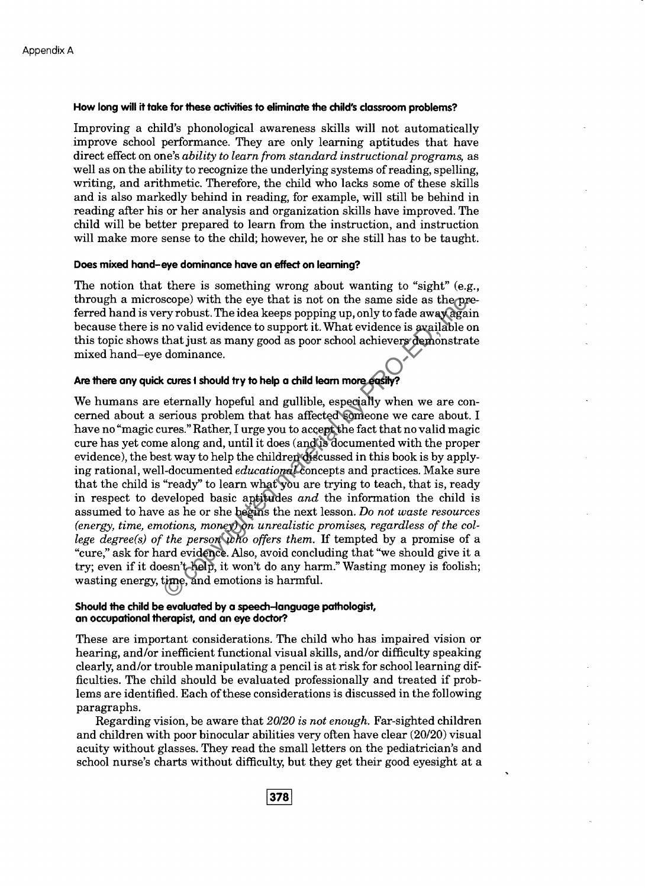#### How long will it take for these activities to eliminate the child's classroom problems?

Improving a child's phonological awareness skills will not automatically improve school performance. They are only learning aptitudes that have direct effect on one's *ability to learn from standard instructional programs,* as well as on the ability to recognize the underlying systems of reading, spelling, writing, and arithmetic. Therefore, the child who lacks some of these skills and is also markedly behind in reading, for example, will still be behind in reading after his or her analysis and organization skills have improved. The child will be better prepared to learn from the instruction, and instruction will make more sense to the child; however, he or she still has to be taught.

#### Does mixed hand–eye dominance have an effect on learning?

The notion that there is something wrong about wanting to "sight" (e.g., through a microscope) with the eye that is not on the same side as the preferred hand is very robust. The idea keeps popping up, only to fade away again because there is no valid evidence to support it. What evidence is available on this topic shows that just as many good as poor school achievers demonstrate mixed hand–eye dominance.

#### Are there any quick cures I should try to help a child learn more easily?

We humans are eternally hopeful and gullible, especially when we are concerned about a serious problem that has affected someone we care about. I have no "magic cures." Rather, I urge you to accept the fact that no valid magic cure has yet come along and, until it does (and is documented with the proper evidence), the best way to help the children discussed in this book is by applying rational, well-documented *educational* concepts and practices. Make sure that the child is "ready" to learn what you are trying to teach, that is, ready in respect to developed basic aptitudes *and* the information the child is assumed to have as he or she begins the next lesson. *Do not waste resources (energy, time, emotions, money) on unrealistic promises, regardless of the college degree(s) of the person who offers them.* If tempted by a promise of a "cure," ask for hard evidence. Also, avoid concluding that "we should give it a try; even if it doesn't help, it won't do any harm." Wasting money is foolish; wasting energy, time, and emotions is harmful.

#### Should the child be evaluated by a speech–language pathologist, an occupational therapist, and an eye doctor?

These are important considerations. The child who has impaired vision or hearing, and/or inefficient functional visual skills, and/or difficulty speaking clearly, and/or trouble manipulating a pencil is at risk for school learning difficulties. The child should be evaluated professionally and treated if problems are identified. Each of these considerations is discussed in the following paragraphs.

Regarding vision, be aware that *20/20 is not enough.* Far-sighted children and children with poor binocular abilities very often have clear (20/20) visual acuity without glasses. They read the small letters on the pediatrician's and school nurse's charts without difficulty, but they get their good eyesight at a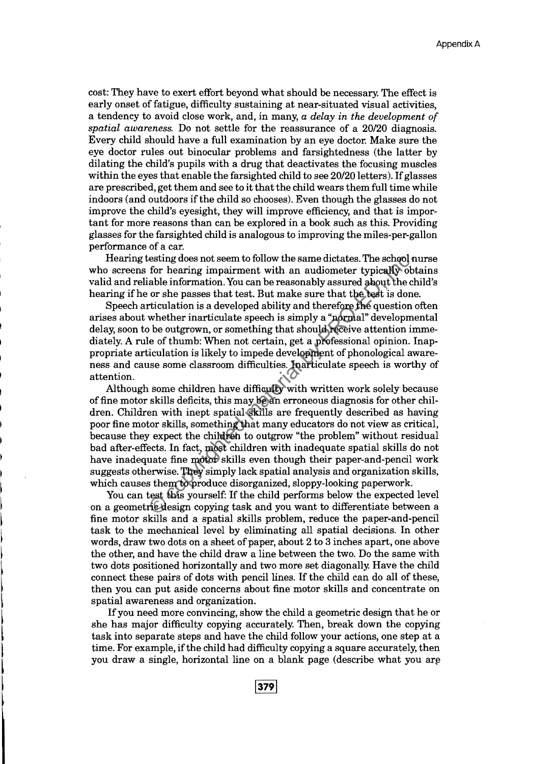cost: They have to exert effort beyond what should be necessary. The effect is early onset of fatigue, difficulty sustaining at near-situated visual activities, a tendency to avoid close work, and, in many, *a delay in the development of spatial awareness.* Do not settle for the reassurance of a 20/20 diagnosis. Every child should have a full examination by an eye doctor. Make sure the eye doctor rules out binocular problems and farsightedness (the latter by dilating the child's pupils with a drug that deactivates the focusing muscles within the eyes that enable the farsighted child to see 20/20 letters). If glasses are prescribed, get them and see to it that the child wears them full time while indoors (and outdoors if the child so chooses). Even though the glasses do not improve the child's eyesight, they will improve efficiency, and that is important for more reasons than can be explored in a book such as this. Providing glasses for the farsighted child is analogous to improving the miles-per-gallon performance of a car.

Hearing testing does not seem to follow the same dictates. The school nurse who screens for hearing impairment with an audiometer typically obtains valid and reliable information. You can be reasonably assured about the child's hearing if he or she passes that test. But make sure that the test is done.

Speech articulation is a developed ability and therefore the question often arises about whether inarticulate speech is simply a "normal" developmental delay, soon to be outgrown, or something that should receive attention immediately. A rule of thumb: When not certain, get a professional opinion. Inappropriate articulation is likely to impede development of phonological awareness and cause some classroom difficulties. Inarticulate speech is worthy of attention.

Although some children have difficulty with written work solely because of fine motor skills deficits, this may be an erroneous diagnosis for other children. Children with inept spatial skills are frequently described as having poor fine motor skills, something that many educators do not view as critical, because they expect the children to outgrow "the problem" without residual bad after-effects. In fact, most children with inadequate spatial skills do not have inadequate fine motor skills even though their paper-and-pencil work suggests otherwise. They simply lack spatial analysis and organization skills, which causes them to produce disorganized, sloppy-looking paperwork.

You can test this yourself: If the child performs below the expected level on a geometric design copying task and you want to differentiate between a fine motor skills and a spatial skills problem, reduce the paper-and-pencil task to the mechanical level by eliminating all spatial decisions. In other words, draw two dots on a sheet of paper, about 2 to 3 inches apart, one above the other, and have the child draw a line between the two. Do the same with two dots positioned horizontally and two more set diagonally. Have the child connect these pairs of dots with pencil lines. If the child can do all of these, then you can put aside concerns about fine motor skills and concentrate on spatial awareness and organization.

If you need more convincing, show the child a geometric design that he or she has major difficulty copying accurately. Then, break down the copying task into separate steps and have the child follow your actions, one step at a time. For example, if the child had difficulty copying a square accurately, then you draw a single, horizontal line on a blank page (describe what you are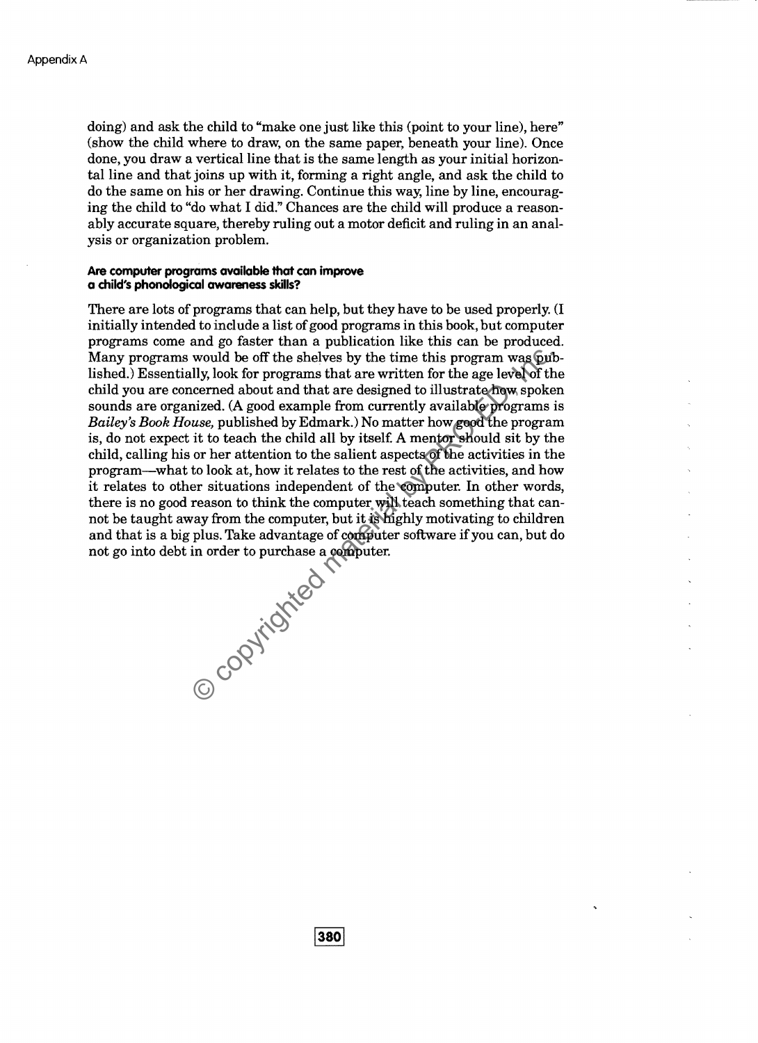doing) and ask the child to "make one just like this (point to your line), here" (show the child where to draw, on the same paper, beneath your line). Once done, you draw a vertical line that is the same length as your initial horizontal line and that joins up with it, forming a right angle, and ask the child to do the same on his or her drawing. Continue this way, line by line, encouraging the child to "do what I did." Chances are the child will produce a reasonably accurate square, thereby ruling out a motor deficit and ruling in an analysis or organization problem.

### Are computer programs available that can improve a child's phonological awareness skills?

There are lots of programs that can help, but they have to be used properly. (I initially intended to include a list of good programs in this book, but computer programs come and go faster than a publication like this can be produced. Many programs would be off the shelves by the time this program was published.) Essentially, look for programs that are written for the age level of the child you are concerned about and that are designed to illustrate how spoken sounds are organized. (A good example from currently available programs is *Bailey's Book House,* published by Edmark.) No matter how good the program is, do not expect it to teach the child all by itself. A mentor should sit by the child, calling his or her attention to the salient aspects of the activities in the program—what to look at, how it relates to the rest of the activities, and how it relates to other situations independent of the computer. In other words, there is no good reason to think the computer will teach something that cannot be taught away from the computer, but it is highly motivating to children and that is a big plus. Take advantage of computer software if you can, but do not go into debt in order to purchase a computer.